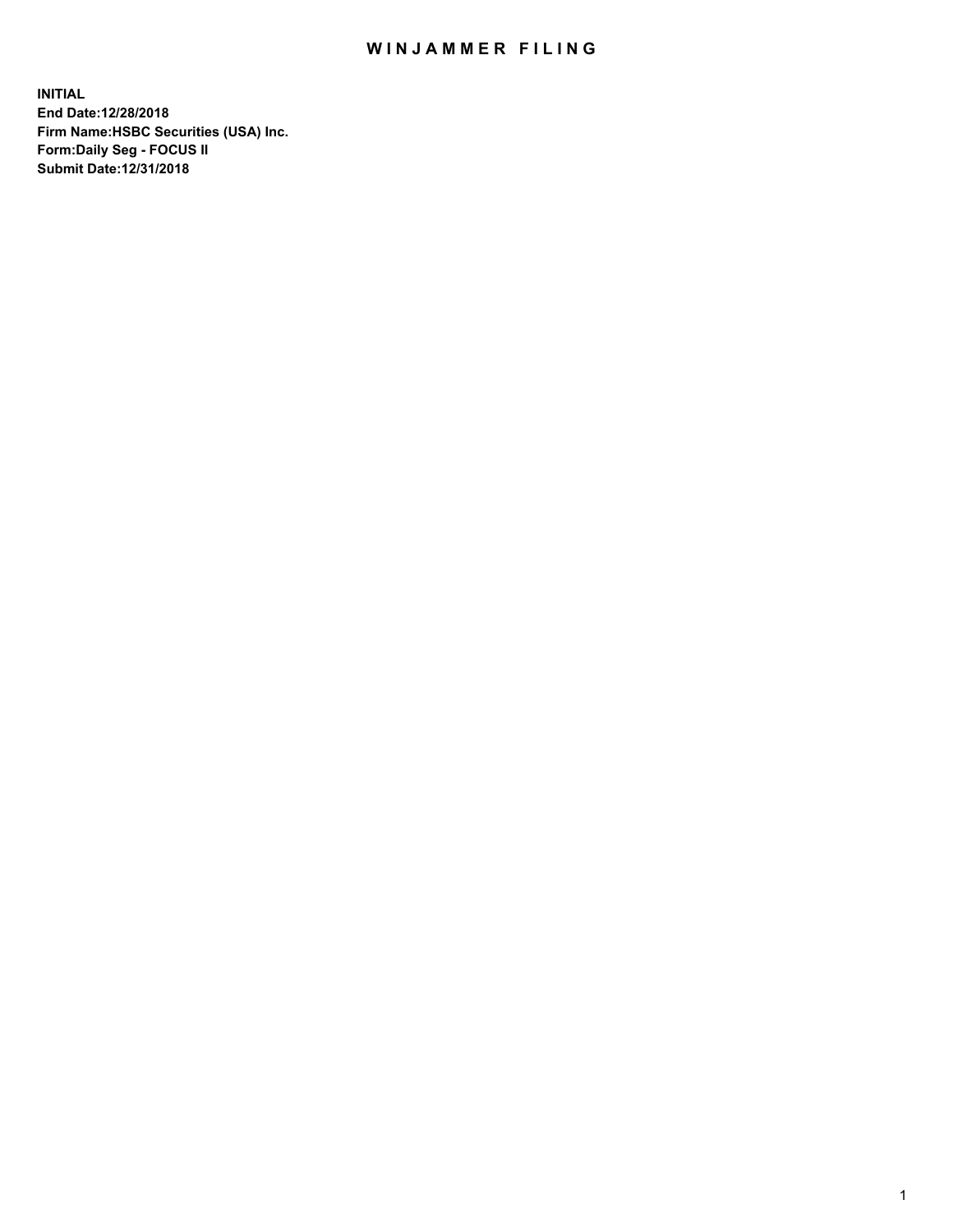# WINJAMMER FILING

**INITIAL**
**End Date:12/28/2018**
**Firm Name:HSBC Securities (USA) Inc.**
**Form:Daily Seg - FOCUS II**
**Submit Date:12/31/2018**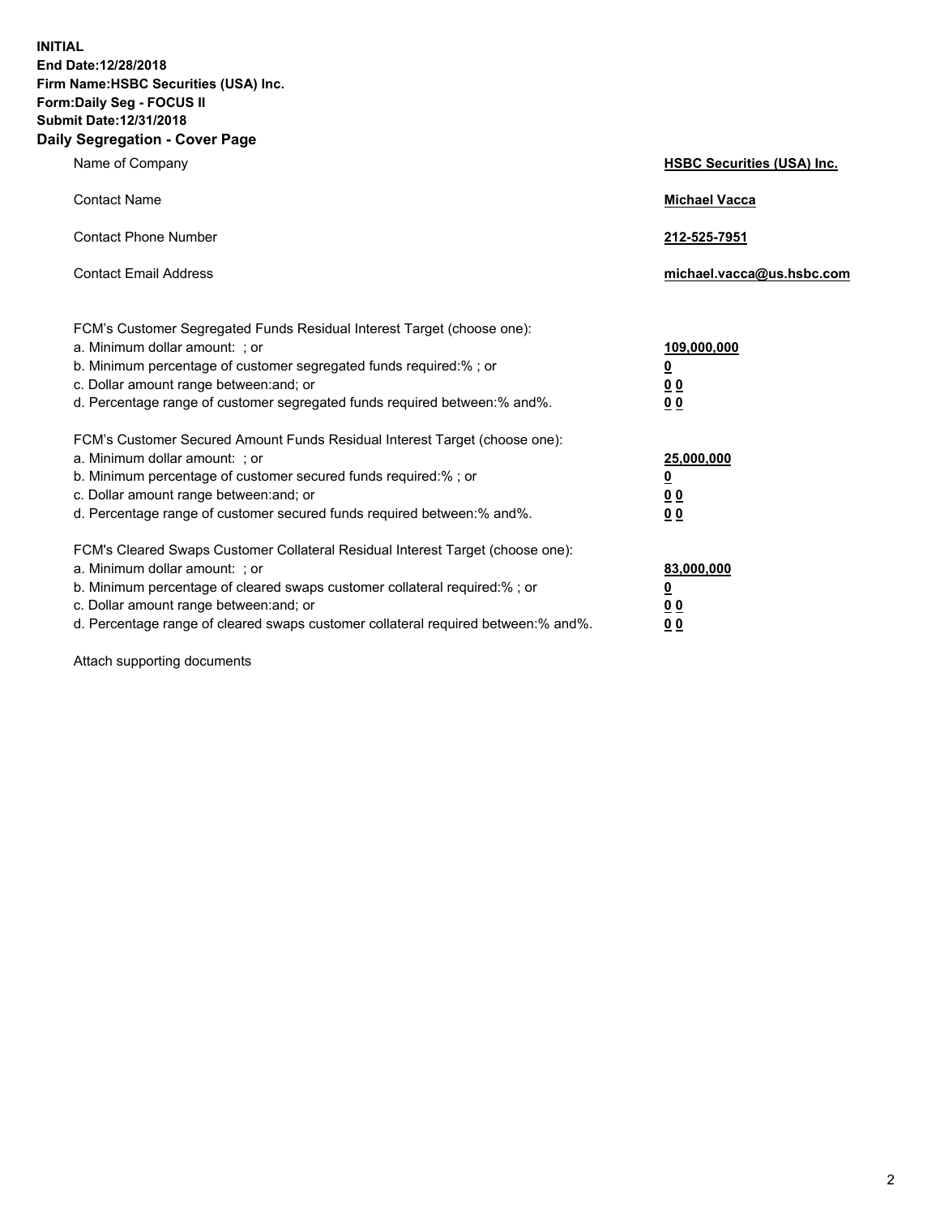**INITIAL**
**End Date:12/28/2018**
**Firm Name:HSBC Securities (USA) Inc.**
**Form:Daily Seg - FOCUS II**
**Submit Date:12/31/2018**

## Daily Segregation - Cover Page

| | |
|---|---|
| Name of Company | **HSBC Securities (USA) Inc.** |
| Contact Name | **Michael Vacca** |
| Contact Phone Number | **212-525-7951** |
| Contact Email Address | **michael.vacca@us.hsbc.com** |

| | |
|---|---|
| FCM's Customer Segregated Funds Residual Interest Target (choose one): | |
| a. Minimum dollar amount: ; or | **109,000,000** |
| b. Minimum percentage of customer segregated funds required:% ; or | **0** |
| c. Dollar amount range between:and; or | **0 0** |
| d. Percentage range of customer segregated funds required between:% and%. | **0 0** |
| FCM's Customer Secured Amount Funds Residual Interest Target (choose one): | |
| a. Minimum dollar amount: ; or | **25,000,000** |
| b. Minimum percentage of customer secured funds required:% ; or | **0** |
| c. Dollar amount range between:and; or | **0 0** |
| d. Percentage range of customer secured funds required between:% and%. | **0 0** |
| FCM's Cleared Swaps Customer Collateral Residual Interest Target (choose one): | |
| a. Minimum dollar amount: ; or | **83,000,000** |
| b. Minimum percentage of cleared swaps customer collateral required:% ; or | **0** |
| c. Dollar amount range between:and; or | **0 0** |
| d. Percentage range of cleared swaps customer collateral required between:% and%. | **0 0** |

Attach supporting documents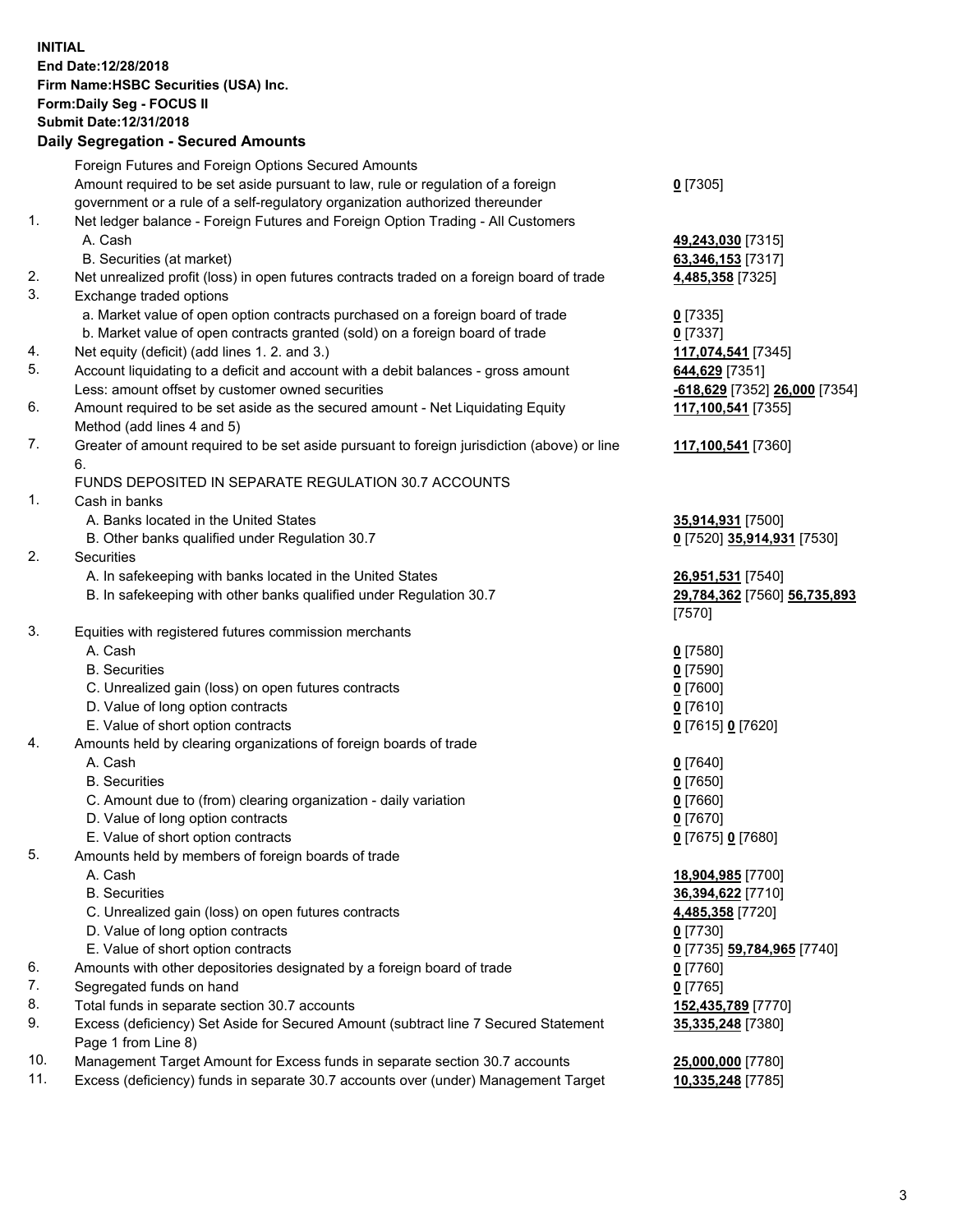**INITIAL**
**End Date:12/28/2018**
**Firm Name:HSBC Securities (USA) Inc.**
**Form:Daily Seg - FOCUS II**
**Submit Date:12/31/2018**

## Daily Segregation - Secured Amounts

| | | |
|---|---|---|
| | Foreign Futures and Foreign Options Secured Amounts | |
| | Amount required to be set aside pursuant to law, rule or regulation of a foreign government or a rule of a self-regulatory organization authorized thereunder | **0** [7305] |
| 1. | Net ledger balance - Foreign Futures and Foreign Option Trading - All Customers | |
| | A. Cash | **49,243,030** [7315] |
| | B. Securities (at market) | **63,346,153** [7317] |
| 2. | Net unrealized profit (loss) in open futures contracts traded on a foreign board of trade | **4,485,358** [7325] |
| 3. | Exchange traded options | |
| | a. Market value of open option contracts purchased on a foreign board of trade | **0** [7335] |
| | b. Market value of open contracts granted (sold) on a foreign board of trade | **0** [7337] |
| 4. | Net equity (deficit) (add lines 1. 2. and 3.) | **117,074,541** [7345] |
| 5. | Account liquidating to a deficit and account with a debit balances - gross amount | **644,629** [7351] |
| | Less: amount offset by customer owned securities | **-618,629** [7352] **26,000** [7354] |
| 6. | Amount required to be set aside as the secured amount - Net Liquidating Equity Method (add lines 4 and 5) | **117,100,541** [7355] |
| 7. | Greater of amount required to be set aside pursuant to foreign jurisdiction (above) or line 6. | **117,100,541** [7360] |
| | FUNDS DEPOSITED IN SEPARATE REGULATION 30.7 ACCOUNTS | |
| 1. | Cash in banks | |
| | A. Banks located in the United States | **35,914,931** [7500] |
| | B. Other banks qualified under Regulation 30.7 | **0** [7520] **35,914,931** [7530] |
| 2. | Securities | |
| | A. In safekeeping with banks located in the United States | **26,951,531** [7540] |
| | B. In safekeeping with other banks qualified under Regulation 30.7 | **29,784,362** [7560] **56,735,893** [7570] |
| 3. | Equities with registered futures commission merchants | |
| | A. Cash | **0** [7580] |
| | B. Securities | **0** [7590] |
| | C. Unrealized gain (loss) on open futures contracts | **0** [7600] |
| | D. Value of long option contracts | **0** [7610] |
| | E. Value of short option contracts | **0** [7615] **0** [7620] |
| 4. | Amounts held by clearing organizations of foreign boards of trade | |
| | A. Cash | **0** [7640] |
| | B. Securities | **0** [7650] |
| | C. Amount due to (from) clearing organization - daily variation | **0** [7660] |
| | D. Value of long option contracts | **0** [7670] |
| | E. Value of short option contracts | **0** [7675] **0** [7680] |
| 5. | Amounts held by members of foreign boards of trade | |
| | A. Cash | **18,904,985** [7700] |
| | B. Securities | **36,394,622** [7710] |
| | C. Unrealized gain (loss) on open futures contracts | **4,485,358** [7720] |
| | D. Value of long option contracts | **0** [7730] |
| | E. Value of short option contracts | **0** [7735] **59,784,965** [7740] |
| 6. | Amounts with other depositories designated by a foreign board of trade | **0** [7760] |
| 7. | Segregated funds on hand | **0** [7765] |
| 8. | Total funds in separate section 30.7 accounts | **152,435,789** [7770] |
| 9. | Excess (deficiency) Set Aside for Secured Amount (subtract line 7 Secured Statement Page 1 from Line 8) | **35,335,248** [7380] |
| 10. | Management Target Amount for Excess funds in separate section 30.7 accounts | **25,000,000** [7780] |
| 11. | Excess (deficiency) funds in separate 30.7 accounts over (under) Management Target | **10,335,248** [7785] |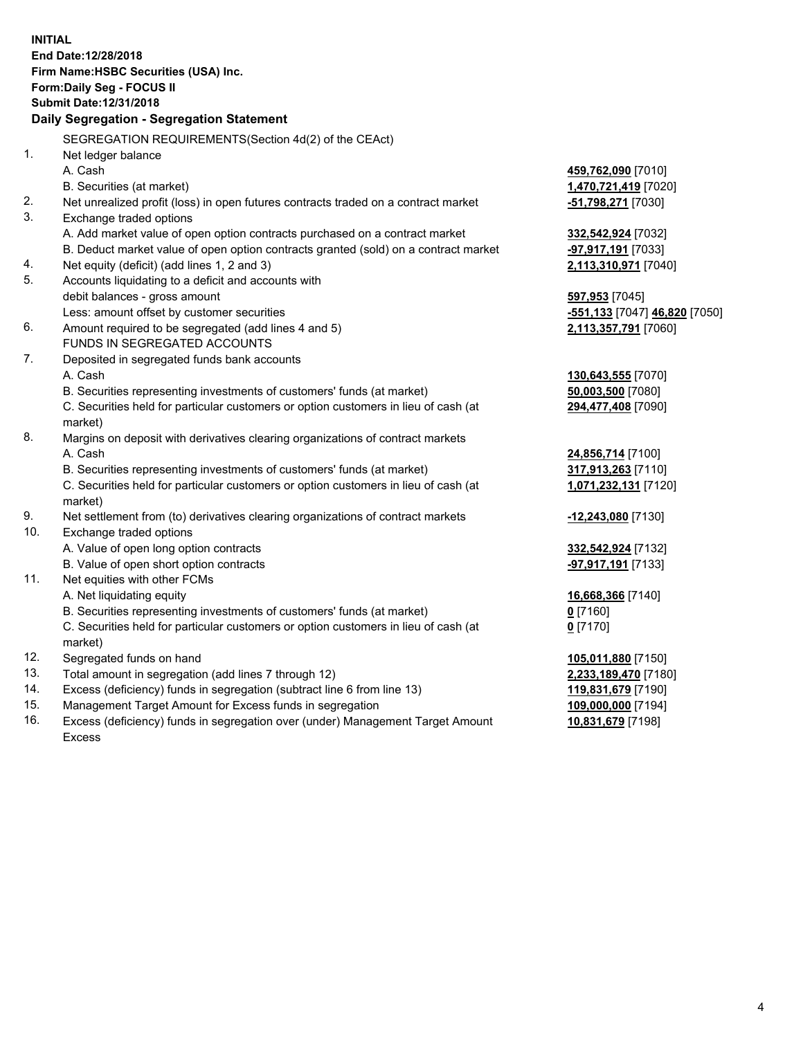**INITIAL**
**End Date:12/28/2018**
**Firm Name:HSBC Securities (USA) Inc.**
**Form:Daily Seg - FOCUS II**
**Submit Date:12/31/2018**

**Daily Segregation - Segregation Statement**

SEGREGATION REQUIREMENTS(Section 4d(2) of the CEAct)

| | | |
|---|---|---|
| 1. | Net ledger balance | |
| | A. Cash | **459,762,090** [7010] |
| | B. Securities (at market) | **1,470,721,419** [7020] |
| 2. | Net unrealized profit (loss) in open futures contracts traded on a contract market | **-51,798,271** [7030] |
| 3. | Exchange traded options | |
| | A. Add market value of open option contracts purchased on a contract market | **332,542,924** [7032] |
| | B. Deduct market value of open option contracts granted (sold) on a contract market | **-97,917,191** [7033] |
| 4. | Net equity (deficit) (add lines 1, 2 and 3) | **2,113,310,971** [7040] |
| 5. | Accounts liquidating to a deficit and accounts with | |
| | debit balances - gross amount | **597,953** [7045] |
| | Less: amount offset by customer securities | **-551,133** [7047] **46,820** [7050] |
| 6. | Amount required to be segregated (add lines 4 and 5) | **2,113,357,791** [7060] |
| | FUNDS IN SEGREGATED ACCOUNTS | |
| 7. | Deposited in segregated funds bank accounts | |
| | A. Cash | **130,643,555** [7070] |
| | B. Securities representing investments of customers' funds (at market) | **50,003,500** [7080] |
| | C. Securities held for particular customers or option customers in lieu of cash (at market) | **294,477,408** [7090] |
| 8. | Margins on deposit with derivatives clearing organizations of contract markets | |
| | A. Cash | **24,856,714** [7100] |
| | B. Securities representing investments of customers' funds (at market) | **317,913,263** [7110] |
| | C. Securities held for particular customers or option customers in lieu of cash (at market) | **1,071,232,131** [7120] |
| 9. | Net settlement from (to) derivatives clearing organizations of contract markets | **-12,243,080** [7130] |
| 10. | Exchange traded options | |
| | A. Value of open long option contracts | **332,542,924** [7132] |
| | B. Value of open short option contracts | **-97,917,191** [7133] |
| 11. | Net equities with other FCMs | |
| | A. Net liquidating equity | **16,668,366** [7140] |
| | B. Securities representing investments of customers' funds (at market) | **0** [7160] |
| | C. Securities held for particular customers or option customers in lieu of cash (at market) | **0** [7170] |
| 12. | Segregated funds on hand | **105,011,880** [7150] |
| 13. | Total amount in segregation (add lines 7 through 12) | **2,233,189,470** [7180] |
| 14. | Excess (deficiency) funds in segregation (subtract line 6 from line 13) | **119,831,679** [7190] |
| 15. | Management Target Amount for Excess funds in segregation | **109,000,000** [7194] |
| 16. | Excess (deficiency) funds in segregation over (under) Management Target Amount Excess | **10,831,679** [7198] |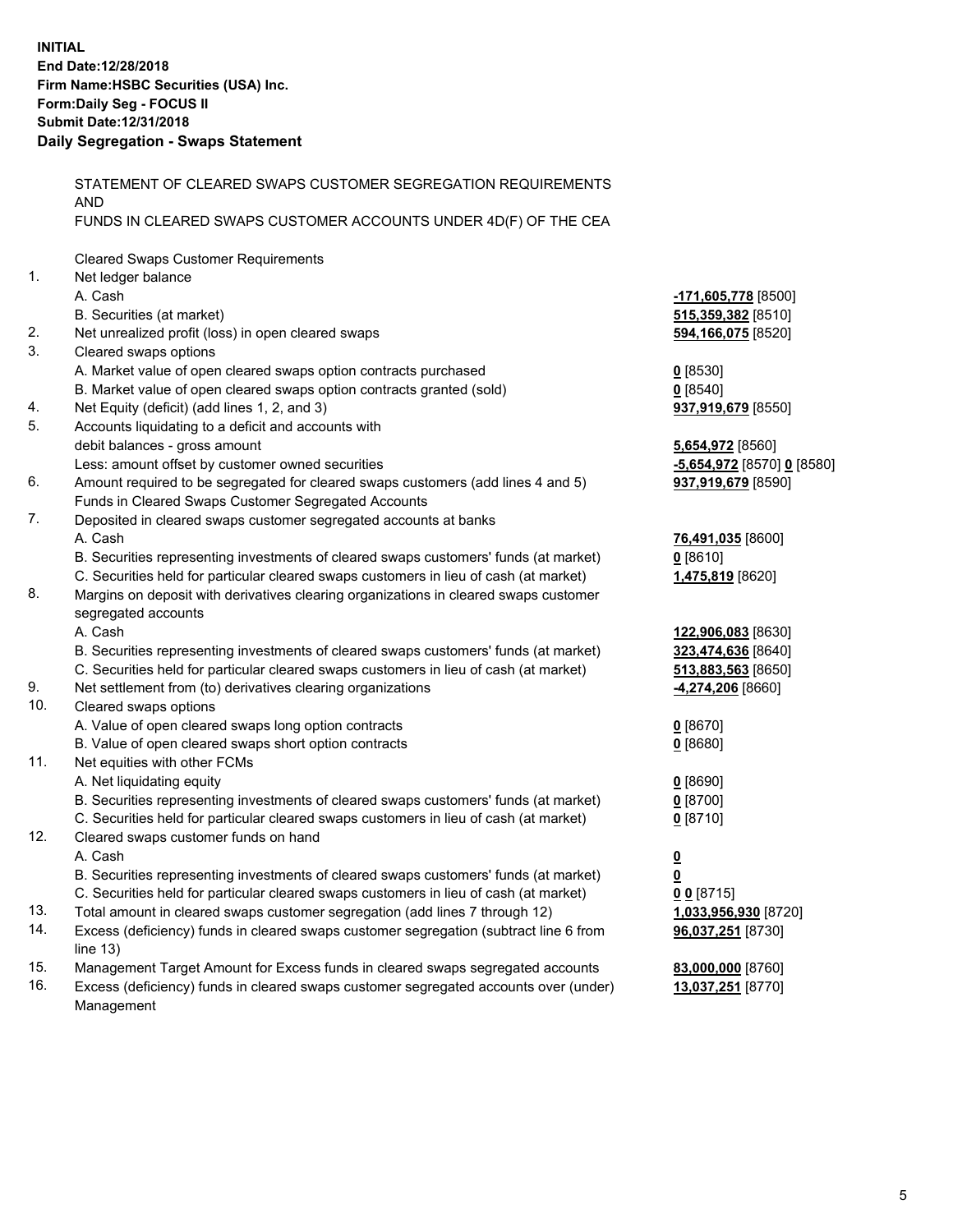**INITIAL**
**End Date:12/28/2018**
**Firm Name:HSBC Securities (USA) Inc.**
**Form:Daily Seg - FOCUS II**
**Submit Date:12/31/2018**
**Daily Segregation - Swaps Statement**

STATEMENT OF CLEARED SWAPS CUSTOMER SEGREGATION REQUIREMENTS AND FUNDS IN CLEARED SWAPS CUSTOMER ACCOUNTS UNDER 4D(F) OF THE CEA

| | | |
|---|---|---|
| | Cleared Swaps Customer Requirements | |
| 1. | Net ledger balance | |
| | A. Cash | **-171,605,778** [8500] |
| | B. Securities (at market) | **515,359,382** [8510] |
| 2. | Net unrealized profit (loss) in open cleared swaps | **594,166,075** [8520] |
| 3. | Cleared swaps options | |
| | A. Market value of open cleared swaps option contracts purchased | **0** [8530] |
| | B. Market value of open cleared swaps option contracts granted (sold) | **0** [8540] |
| 4. | Net Equity (deficit) (add lines 1, 2, and 3) | **937,919,679** [8550] |
| 5. | Accounts liquidating to a deficit and accounts with debit balances - gross amount | **5,654,972** [8560] |
| | Less: amount offset by customer owned securities | **-5,654,972** [8570] **0** [8580] |
| 6. | Amount required to be segregated for cleared swaps customers (add lines 4 and 5) | **937,919,679** [8590] |
| | Funds in Cleared Swaps Customer Segregated Accounts | |
| 7. | Deposited in cleared swaps customer segregated accounts at banks | |
| | A. Cash | **76,491,035** [8600] |
| | B. Securities representing investments of cleared swaps customers' funds (at market) | **0** [8610] |
| | C. Securities held for particular cleared swaps customers in lieu of cash (at market) | **1,475,819** [8620] |
| 8. | Margins on deposit with derivatives clearing organizations in cleared swaps customer segregated accounts | |
| | A. Cash | **122,906,083** [8630] |
| | B. Securities representing investments of cleared swaps customers' funds (at market) | **323,474,636** [8640] |
| | C. Securities held for particular cleared swaps customers in lieu of cash (at market) | **513,883,563** [8650] |
| 9. | Net settlement from (to) derivatives clearing organizations | **-4,274,206** [8660] |
| 10. | Cleared swaps options | |
| | A. Value of open cleared swaps long option contracts | **0** [8670] |
| | B. Value of open cleared swaps short option contracts | **0** [8680] |
| 11. | Net equities with other FCMs | |
| | A. Net liquidating equity | **0** [8690] |
| | B. Securities representing investments of cleared swaps customers' funds (at market) | **0** [8700] |
| | C. Securities held for particular cleared swaps customers in lieu of cash (at market) | **0** [8710] |
| 12. | Cleared swaps customer funds on hand | |
| | A. Cash | **0** |
| | B. Securities representing investments of cleared swaps customers' funds (at market) | **0** |
| | C. Securities held for particular cleared swaps customers in lieu of cash (at market) | **0** **0** [8715] |
| 13. | Total amount in cleared swaps customer segregation (add lines 7 through 12) | **1,033,956,930** [8720] |
| 14. | Excess (deficiency) funds in cleared swaps customer segregation (subtract line 6 from line 13) | **96,037,251** [8730] |
| 15. | Management Target Amount for Excess funds in cleared swaps segregated accounts | **83,000,000** [8760] |
| 16. | Excess (deficiency) funds in cleared swaps customer segregated accounts over (under) Management | **13,037,251** [8770] |